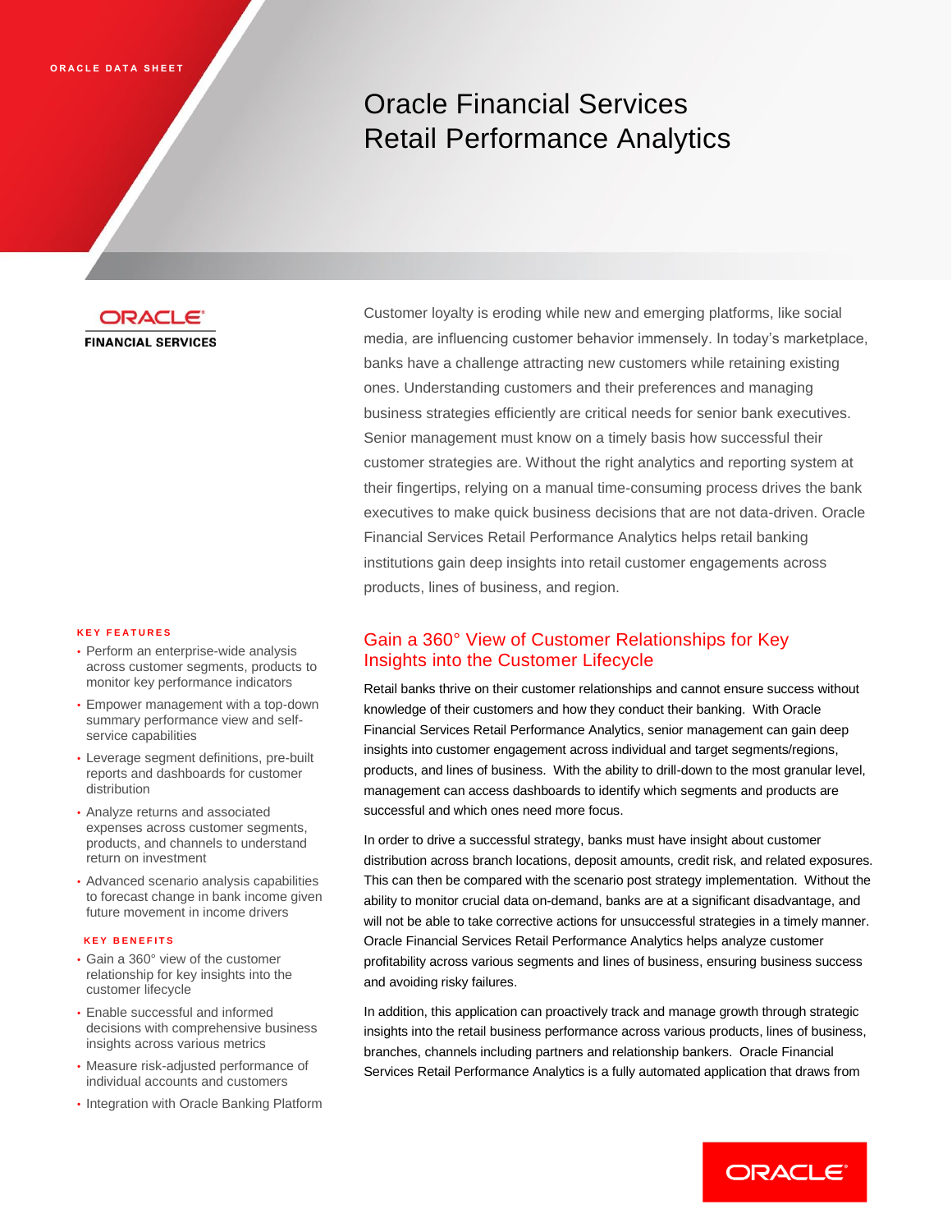ORACLE DATA SHEET

# Oracle Financial Services Retail Performance Analytics

ORACLE FINANCIAL SERVICES

Customer loyalty is eroding while new and emerging platforms, like social media, are influencing customer behavior immensely. In today's marketplace, banks have a challenge attracting new customers while retaining existing ones. Understanding customers and their preferences and managing business strategies efficiently are critical needs for senior bank executives. Senior management must know on a timely basis how successful their customer strategies are. Without the right analytics and reporting system at their fingertips, relying on a manual time-consuming process drives the bank executives to make quick business decisions that are not data-driven. Oracle Financial Services Retail Performance Analytics helps retail banking institutions gain deep insights into retail customer engagements across products, lines of business, and region.

### KEY FEATURES

- Perform an enterprise-wide analysis across customer segments, products to monitor key performance indicators
- Empower management with a top-down summary performance view and self-service capabilities
- Leverage segment definitions, pre-built reports and dashboards for customer distribution
- Analyze returns and associated expenses across customer segments, products, and channels to understand return on investment
- Advanced scenario analysis capabilities to forecast change in bank income given future movement in income drivers

### KEY BENEFITS

- Gain a 360° view of the customer relationship for key insights into the customer lifecycle
- Enable successful and informed decisions with comprehensive business insights across various metrics
- Measure risk-adjusted performance of individual accounts and customers
- Integration with Oracle Banking Platform

## Gain a 360° View of Customer Relationships for Key Insights into the Customer Lifecycle

Retail banks thrive on their customer relationships and cannot ensure success without knowledge of their customers and how they conduct their banking. With Oracle Financial Services Retail Performance Analytics, senior management can gain deep insights into customer engagement across individual and target segments/regions, products, and lines of business. With the ability to drill-down to the most granular level, management can access dashboards to identify which segments and products are successful and which ones need more focus.

In order to drive a successful strategy, banks must have insight about customer distribution across branch locations, deposit amounts, credit risk, and related exposures. This can then be compared with the scenario post strategy implementation. Without the ability to monitor crucial data on-demand, banks are at a significant disadvantage, and will not be able to take corrective actions for unsuccessful strategies in a timely manner. Oracle Financial Services Retail Performance Analytics helps analyze customer profitability across various segments and lines of business, ensuring business success and avoiding risky failures.

In addition, this application can proactively track and manage growth through strategic insights into the retail business performance across various products, lines of business, branches, channels including partners and relationship bankers. Oracle Financial Services Retail Performance Analytics is a fully automated application that draws from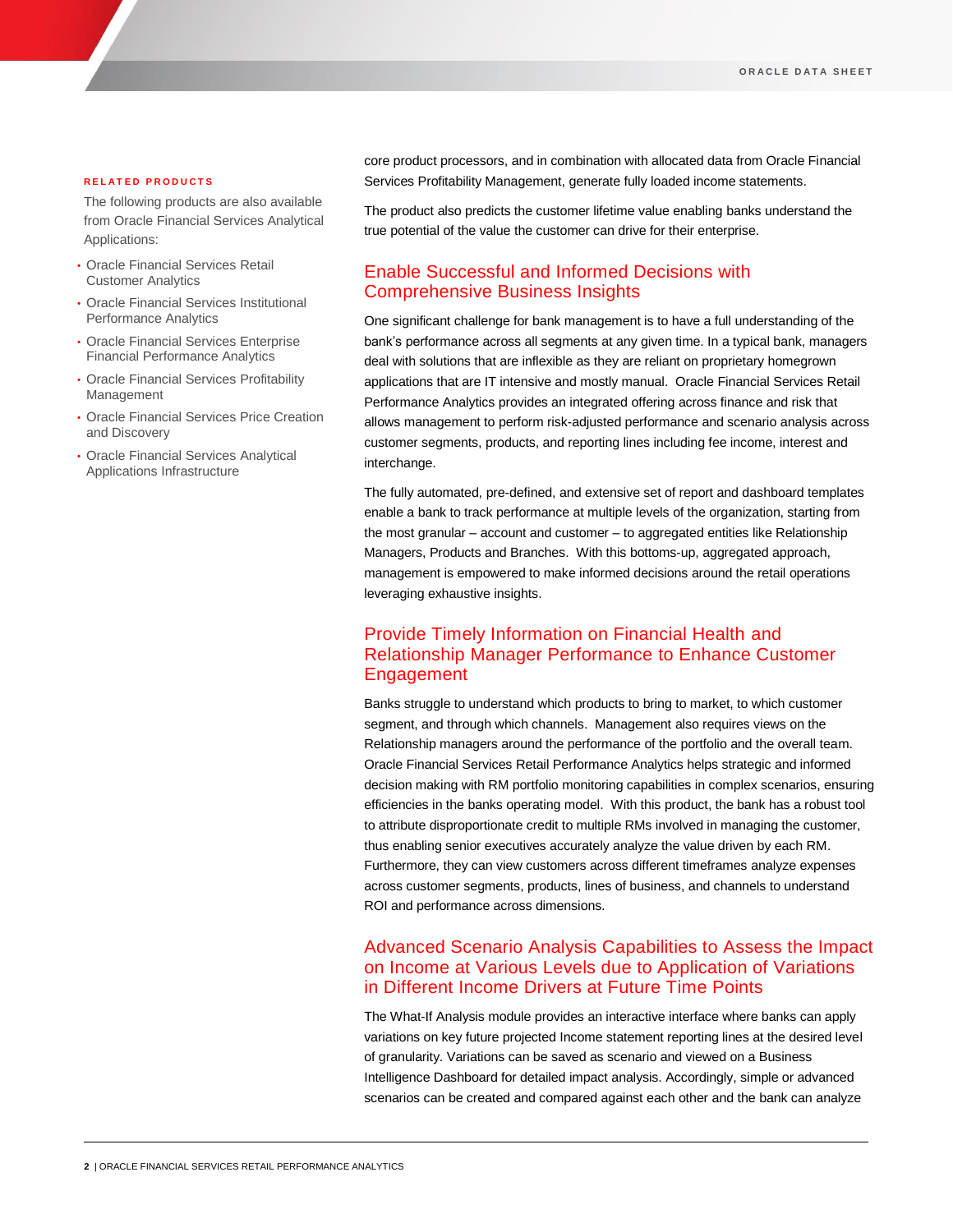## RELATED PRODUCTS

The following products are also available from Oracle Financial Services Analytical Applications:

- Oracle Financial Services Retail Customer Analytics
- Oracle Financial Services Institutional Performance Analytics
- Oracle Financial Services Enterprise Financial Performance Analytics
- Oracle Financial Services Profitability Management
- Oracle Financial Services Price Creation and Discovery
- Oracle Financial Services Analytical Applications Infrastructure

core product processors, and in combination with allocated data from Oracle Financial Services Profitability Management, generate fully loaded income statements.

The product also predicts the customer lifetime value enabling banks understand the true potential of the value the customer can drive for their enterprise.

## Enable Successful and Informed Decisions with Comprehensive Business Insights

One significant challenge for bank management is to have a full understanding of the bank's performance across all segments at any given time. In a typical bank, managers deal with solutions that are inflexible as they are reliant on proprietary homegrown applications that are IT intensive and mostly manual. Oracle Financial Services Retail Performance Analytics provides an integrated offering across finance and risk that allows management to perform risk-adjusted performance and scenario analysis across customer segments, products, and reporting lines including fee income, interest and interchange.

The fully automated, pre-defined, and extensive set of report and dashboard templates enable a bank to track performance at multiple levels of the organization, starting from the most granular – account and customer – to aggregated entities like Relationship Managers, Products and Branches. With this bottoms-up, aggregated approach, management is empowered to make informed decisions around the retail operations leveraging exhaustive insights.

## Provide Timely Information on Financial Health and Relationship Manager Performance to Enhance Customer Engagement

Banks struggle to understand which products to bring to market, to which customer segment, and through which channels. Management also requires views on the Relationship managers around the performance of the portfolio and the overall team. Oracle Financial Services Retail Performance Analytics helps strategic and informed decision making with RM portfolio monitoring capabilities in complex scenarios, ensuring efficiencies in the banks operating model. With this product, the bank has a robust tool to attribute disproportionate credit to multiple RMs involved in managing the customer, thus enabling senior executives accurately analyze the value driven by each RM. Furthermore, they can view customers across different timeframes analyze expenses across customer segments, products, lines of business, and channels to understand ROI and performance across dimensions.

## Advanced Scenario Analysis Capabilities to Assess the Impact on Income at Various Levels due to Application of Variations in Different Income Drivers at Future Time Points

The What-If Analysis module provides an interactive interface where banks can apply variations on key future projected Income statement reporting lines at the desired level of granularity. Variations can be saved as scenario and viewed on a Business Intelligence Dashboard for detailed impact analysis. Accordingly, simple or advanced scenarios can be created and compared against each other and the bank can analyze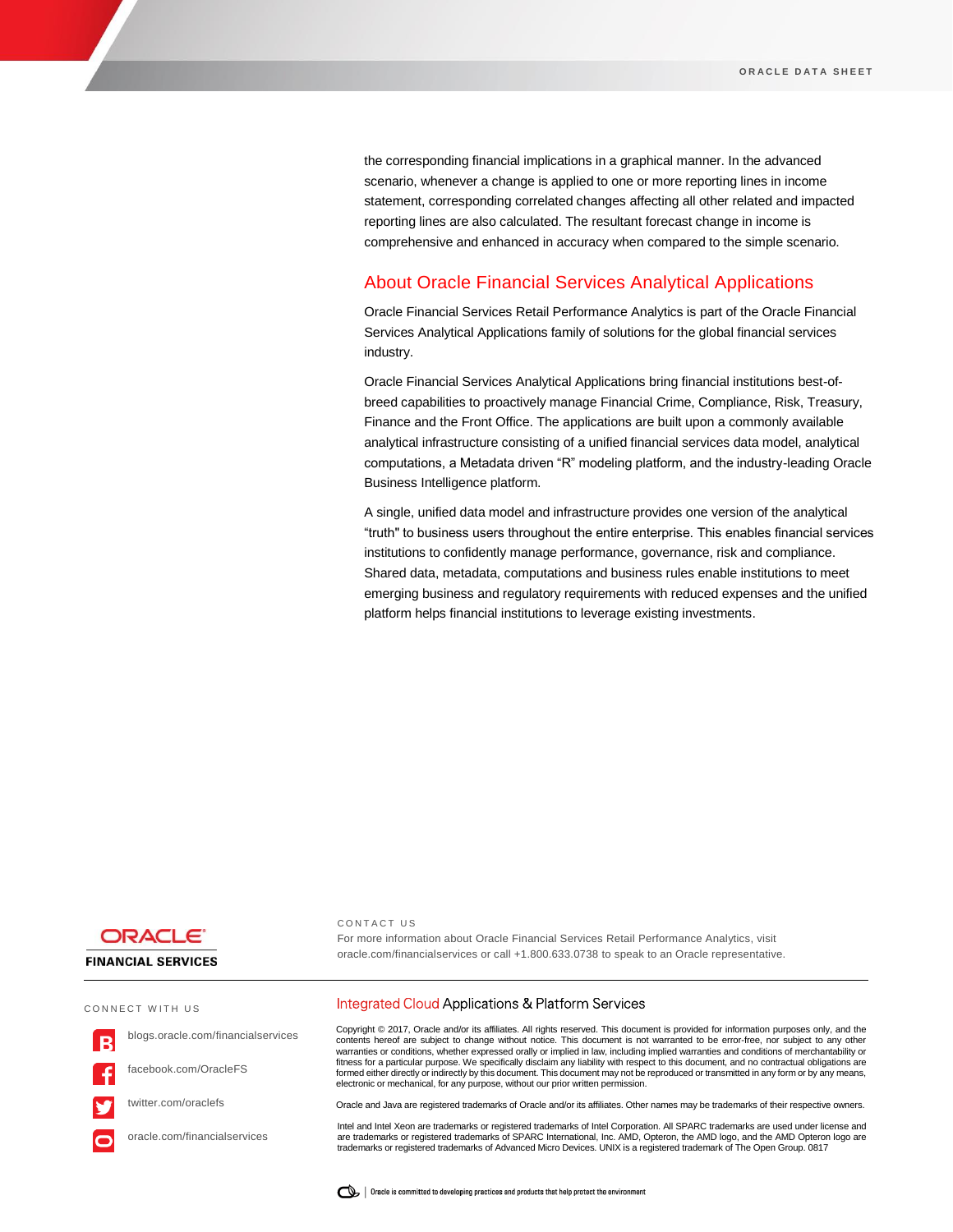the corresponding financial implications in a graphical manner. In the advanced scenario, whenever a change is applied to one or more reporting lines in income statement, corresponding correlated changes affecting all other related and impacted reporting lines are also calculated. The resultant forecast change in income is comprehensive and enhanced in accuracy when compared to the simple scenario.

## About Oracle Financial Services Analytical Applications

Oracle Financial Services Retail Performance Analytics is part of the Oracle Financial Services Analytical Applications family of solutions for the global financial services industry.

Oracle Financial Services Analytical Applications bring financial institutions best-of-breed capabilities to proactively manage Financial Crime, Compliance, Risk, Treasury, Finance and the Front Office. The applications are built upon a commonly available analytical infrastructure consisting of a unified financial services data model, analytical computations, a Metadata driven "R" modeling platform, and the industry-leading Oracle Business Intelligence platform.

A single, unified data model and infrastructure provides one version of the analytical "truth" to business users throughout the entire enterprise. This enables financial services institutions to confidently manage performance, governance, risk and compliance. Shared data, metadata, computations and business rules enable institutions to meet emerging business and regulatory requirements with reduced expenses and the unified platform helps financial institutions to leverage existing investments.

ORACLE FINANCIAL SERVICES

CONTACT US

For more information about Oracle Financial Services Retail Performance Analytics, visit oracle.com/financialservices or call +1.800.633.0738 to speak to an Oracle representative.

CONNECT WITH US

- blogs.oracle.com/financialservices
- facebook.com/OracleFS
- twitter.com/oraclefs
- oracle.com/financialservices

Integrated Cloud Applications & Platform Services

Copyright © 2017, Oracle and/or its affiliates. All rights reserved. This document is provided for information purposes only, and the contents hereof are subject to change without notice. This document is not warranted to be error-free, nor subject to any other warranties or conditions, whether expressed orally or implied in law, including implied warranties and conditions of merchantability or fitness for a particular purpose. We specifically disclaim any liability with respect to this document, and no contractual obligations are formed either directly or indirectly by this document. This document may not be reproduced or transmitted in any form or by any means, electronic or mechanical, for any purpose, without our prior written permission.

Oracle and Java are registered trademarks of Oracle and/or its affiliates. Other names may be trademarks of their respective owners.

Intel and Intel Xeon are trademarks or registered trademarks of Intel Corporation. All SPARC trademarks are used under license and are trademarks or registered trademarks of SPARC International, Inc. AMD, Opteron, the AMD logo, and the AMD Opteron logo are trademarks or registered trademarks of Advanced Micro Devices. UNIX is a registered trademark of The Open Group. 0817

Oracle is committed to developing practices and products that help protect the environment